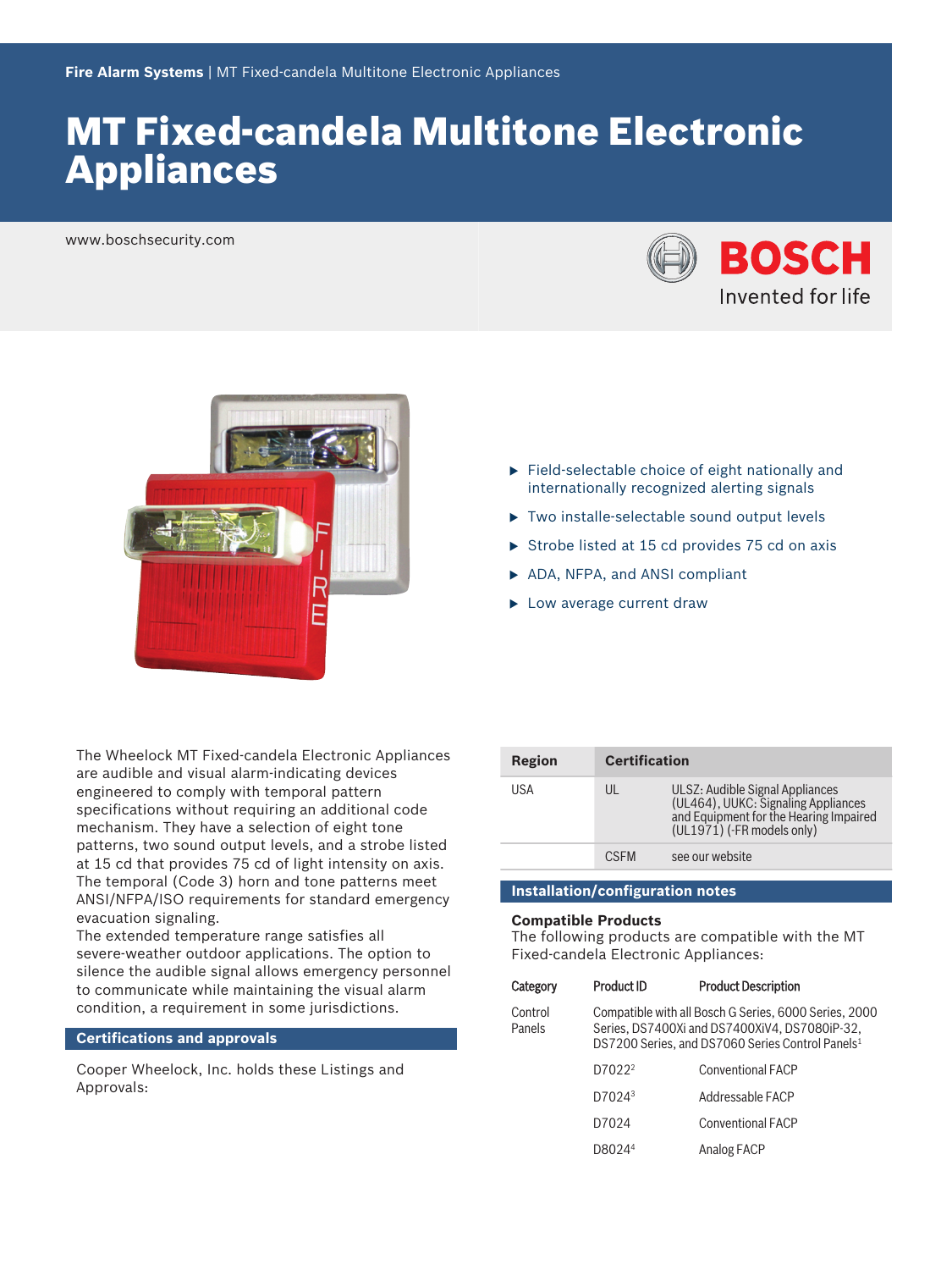**Fire Alarm Systems** | MT Fixed-candela Multitone Electronic Appliances

# MT Fixed-candela Multitone Electronic Appliances

www.boschsecurity.com

BOSCH
Invented for life

- Field-selectable choice of eight nationally and internationally recognized alerting signals
- Two installe-selectable sound output levels
- Strobe listed at 15 cd provides 75 cd on axis
- ADA, NFPA, and ANSI compliant
- Low average current draw

The Wheelock MT Fixed-candela Electronic Appliances are audible and visual alarm-indicating devices engineered to comply with temporal pattern specifications without requiring an additional code mechanism. They have a selection of eight tone patterns, two sound output levels, and a strobe listed at 15 cd that provides 75 cd of light intensity on axis. The temporal (Code 3) horn and tone patterns meet ANSI/NFPA/ISO requirements for standard emergency evacuation signaling.
The extended temperature range satisfies all severe-weather outdoor applications. The option to silence the audible signal allows emergency personnel to communicate while maintaining the visual alarm condition, a requirement in some jurisdictions.

## Certifications and approvals

Cooper Wheelock, Inc. holds these Listings and Approvals:

| Region | Certification | |
|---|---|---|
| USA | UL | ULSZ: Audible Signal Appliances (UL464), UUKC: Signaling Appliances and Equipment for the Hearing Impaired (UL1971) (-FR models only) |
| | CSFM | see our website |

## Installation/configuration notes

### Compatible Products

The following products are compatible with the MT Fixed-candela Electronic Appliances:

| Category | Product ID | Product Description |
|---|---|---|
| Control Panels | Compatible with all Bosch G Series, 6000 Series, 2000 Series, DS7400Xi and DS7400XiV4, DS7080iP-32, DS7200 Series, and DS7060 Series Control Panels[1] | |
| | D7022[2] | Conventional FACP |
| | D7024[3] | Addressable FACP |
| | D7024 | Conventional FACP |
| | D8024[4] | Analog FACP |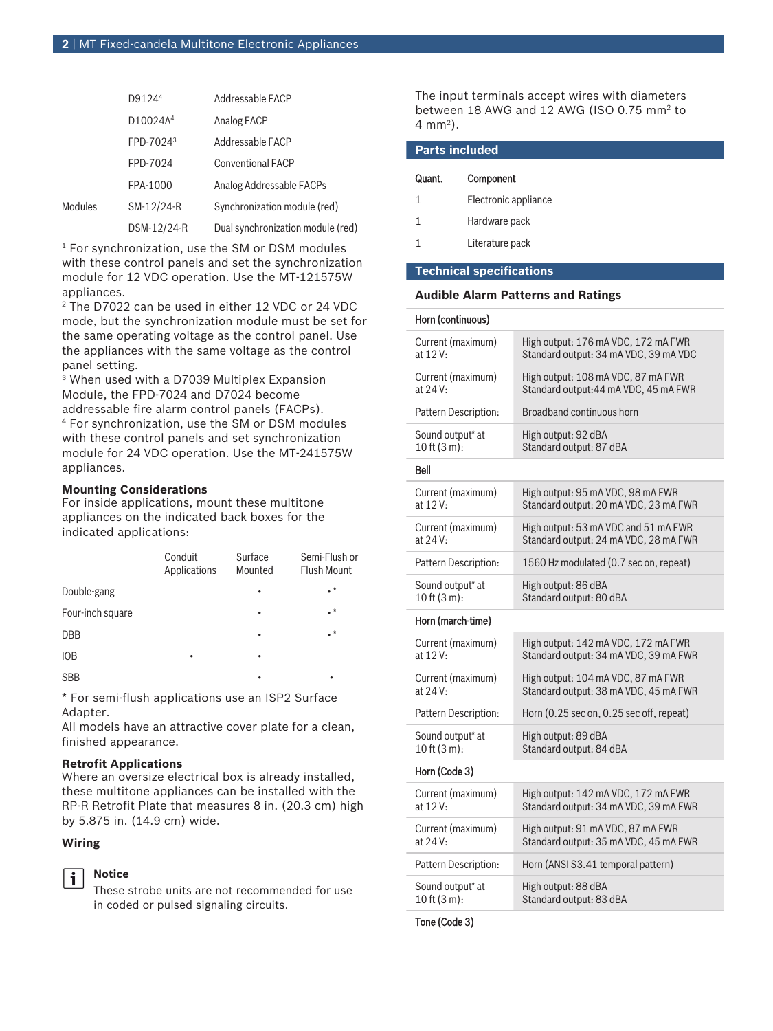|  |  |  |
|---|---|---|
|  | D9124[4] | Addressable FACP |
|  | D10024A[4] | Analog FACP |
|  | FPD-7024[3] | Addressable FACP |
|  | FPD-7024 | Conventional FACP |
|  | FPA-1000 | Analog Addressable FACPs |
| Modules | SM-12/24-R | Synchronization module (red) |
|  | DSM-12/24-R | Dual synchronization module (red) |

[1] For synchronization, use the SM or DSM modules with these control panels and set the synchronization module for 12 VDC operation. Use the MT-121575W appliances.
[2] The D7022 can be used in either 12 VDC or 24 VDC mode, but the synchronization module must be set for the same operating voltage as the control panel. Use the appliances with the same voltage as the control panel setting.
[3] When used with a D7039 Multiplex Expansion Module, the FPD-7024 and D7024 become addressable fire alarm control panels (FACPs).
[4] For synchronization, use the SM or DSM modules with these control panels and set synchronization module for 24 VDC operation. Use the MT-241575W appliances.

**Mounting Considerations**
For inside applications, mount these multitone appliances on the indicated back boxes for the indicated applications:

|  | Conduit Applications | Surface Mounted | Semi-Flush or Flush Mount |
|---|---|---|---|
| Double-gang |  | • | •* |
| Four-inch square |  | • | •* |
| DBB |  | • | •* |
| IOB | • | • |  |
| SBB |  | • | • |

* For semi-flush applications use an ISP2 Surface Adapter.
All models have an attractive cover plate for a clean, finished appearance.

**Retrofit Applications**
Where an oversize electrical box is already installed, these multitone appliances can be installed with the RP-R Retrofit Plate that measures 8 in. (20.3 cm) high by 5.875 in. (14.9 cm) wide.

**Wiring**

**Notice**
These strobe units are not recommended for use in coded or pulsed signaling circuits.

The input terminals accept wires with diameters between 18 AWG and 12 AWG (ISO 0.75 mm² to 4 mm²).

## Parts included

| Quant. | Component |
|---|---|
| 1 | Electronic appliance |
| 1 | Hardware pack |
| 1 | Literature pack |

## Technical specifications

### Audible Alarm Patterns and Ratings

| **Horn (continuous)** |  |
|---|---|
| Current (maximum) at 12 V: | High output: 176 mA VDC, 172 mA FWR<br>Standard output: 34 mA VDC, 39 mA VDC |
| Current (maximum) at 24 V: | High output: 108 mA VDC, 87 mA FWR<br>Standard output:44 mA VDC, 45 mA FWR |
| Pattern Description: | Broadband continuous horn |
| Sound output* at 10 ft (3 m): | High output: 92 dBA<br>Standard output: 87 dBA |
| **Bell** |  |
| Current (maximum) at 12 V: | High output: 95 mA VDC, 98 mA FWR<br>Standard output: 20 mA VDC, 23 mA FWR |
| Current (maximum) at 24 V: | High output: 53 mA VDC and 51 mA FWR<br>Standard output: 24 mA VDC, 28 mA FWR |
| Pattern Description: | 1560 Hz modulated (0.7 sec on, repeat) |
| Sound output* at 10 ft (3 m): | High output: 86 dBA<br>Standard output: 80 dBA |
| **Horn (march-time)** |  |
| Current (maximum) at 12 V: | High output: 142 mA VDC, 172 mA FWR<br>Standard output: 34 mA VDC, 39 mA FWR |
| Current (maximum) at 24 V: | High output: 104 mA VDC, 87 mA FWR<br>Standard output: 38 mA VDC, 45 mA FWR |
| Pattern Description: | Horn (0.25 sec on, 0.25 sec off, repeat) |
| Sound output* at 10 ft (3 m): | High output: 89 dBA<br>Standard output: 84 dBA |
| **Horn (Code 3)** |  |
| Current (maximum) at 12 V: | High output: 142 mA VDC, 172 mA FWR<br>Standard output: 34 mA VDC, 39 mA FWR |
| Current (maximum) at 24 V: | High output: 91 mA VDC, 87 mA FWR<br>Standard output: 35 mA VDC, 45 mA FWR |
| Pattern Description: | Horn (ANSI S3.41 temporal pattern) |
| Sound output* at 10 ft (3 m): | High output: 88 dBA<br>Standard output: 83 dBA |
| **Tone (Code 3)** |  |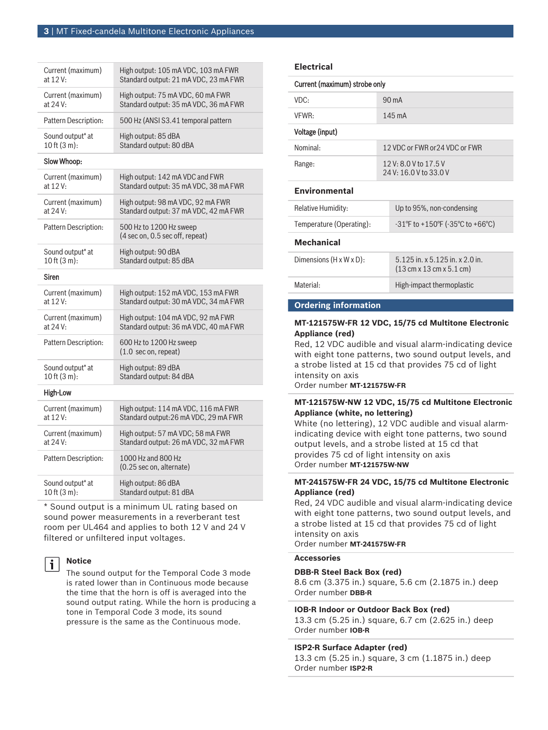| | |
|---|---|
| Current (maximum) at 12 V: | High output: 105 mA VDC, 103 mA FWR<br>Standard output: 21 mA VDC, 23 mA FWR |
| Current (maximum) at 24 V: | High output: 75 mA VDC, 60 mA FWR<br>Standard output: 35 mA VDC, 36 mA FWR |
| Pattern Description: | 500 Hz (ANSI S3.41 temporal pattern |
| Sound output* at 10 ft (3 m): | High output: 85 dBA<br>Standard output: 80 dBA |
| **Slow Whoop:** | |
| Current (maximum) at 12 V: | High output: 142 mA VDC and FWR<br>Standard output: 35 mA VDC, 38 mA FWR |
| Current (maximum) at 24 V: | High output: 98 mA VDC, 92 mA FWR<br>Standard output: 37 mA VDC, 42 mA FWR |
| Pattern Description: | 500 Hz to 1200 Hz sweep<br>(4 sec on, 0.5 sec off, repeat) |
| Sound output* at 10 ft (3 m): | High output: 90 dBA<br>Standard output: 85 dBA |
| **Siren** | |
| Current (maximum) at 12 V: | High output: 152 mA VDC, 153 mA FWR<br>Standard output: 30 mA VDC, 34 mA FWR |
| Current (maximum) at 24 V: | High output: 104 mA VDC, 92 mA FWR<br>Standard output: 36 mA VDC, 40 mA FWR |
| Pattern Description: | 600 Hz to 1200 Hz sweep<br>(1.0 sec on, repeat) |
| Sound output* at 10 ft (3 m): | High output: 89 dBA<br>Standard output: 84 dBA |
| **High-Low** | |
| Current (maximum) at 12 V: | High output: 114 mA VDC, 116 mA FWR<br>Standard output:26 mA VDC, 29 mA FWR |
| Current (maximum) at 24 V: | High output: 57 mA VDC; 58 mA FWR<br>Standard output: 26 mA VDC, 32 mA FWR |
| Pattern Description: | 1000 Hz and 800 Hz<br>(0.25 sec on, alternate) |
| Sound output* at 10 ft (3 m): | High output: 86 dBA<br>Standard output: 81 dBA |

* Sound output is a minimum UL rating based on sound power measurements in a reverberant test room per UL464 and applies to both 12 V and 24 V filtered or unfiltered input voltages.

**Notice**

The sound output for the Temporal Code 3 mode is rated lower than in Continuous mode because the time that the horn is off is averaged into the sound output rating. While the horn is producing a tone in Temporal Code 3 mode, its sound pressure is the same as the Continuous mode.

### Electrical

| Current (maximum) strobe only | |
|---|---|
| VDC: | 90 mA |
| VFWR: | 145 mA |
| **Voltage (input)** | |
| Nominal: | 12 VDC or FWR or24 VDC or FWR |
| Range: | 12 V: 8.0 V to 17.5 V<br>24 V: 16.0 V to 33.0 V |

### Environmental

| | |
|---|---|
| Relative Humidity: | Up to 95%, non-condensing |
| Temperature (Operating): | -31ºF to +150ºF (-35ºC to +66ºC) |

### Mechanical

| | |
|---|---|
| Dimensions (H x W x D): | 5.125 in. x 5.125 in. x 2.0 in.<br>(13 cm x 13 cm x 5.1 cm) |
| Material: | High-impact thermoplastic |

## Ordering information

**MT-121575W-FR 12 VDC, 15/75 cd Multitone Electronic Appliance (red)**
Red, 12 VDC audible and visual alarm-indicating device with eight tone patterns, two sound output levels, and a strobe listed at 15 cd that provides 75 cd of light intensity on axis
Order number **MT-121575W-FR**

**MT-121575W-NW 12 VDC, 15/75 cd Multitone Electronic Appliance (white, no lettering)**
White (no lettering), 12 VDC audible and visual alarm-indicating device with eight tone patterns, two sound output levels, and a strobe listed at 15 cd that provides 75 cd of light intensity on axis
Order number **MT-121575W-NW**

**MT-241575W-FR 24 VDC, 15/75 cd Multitone Electronic Appliance (red)**
Red, 24 VDC audible and visual alarm-indicating device with eight tone patterns, two sound output levels, and a strobe listed at 15 cd that provides 75 cd of light intensity on axis
Order number **MT-241575W-FR**

### Accessories

**DBB-R Steel Back Box (red)**
8.6 cm (3.375 in.) square, 5.6 cm (2.1875 in.) deep
Order number **DBB-R**

**IOB-R Indoor or Outdoor Back Box (red)**
13.3 cm (5.25 in.) square, 6.7 cm (2.625 in.) deep
Order number **IOB-R**

**ISP2-R Surface Adapter (red)**
13.3 cm (5.25 in.) square, 3 cm (1.1875 in.) deep
Order number **ISP2-R**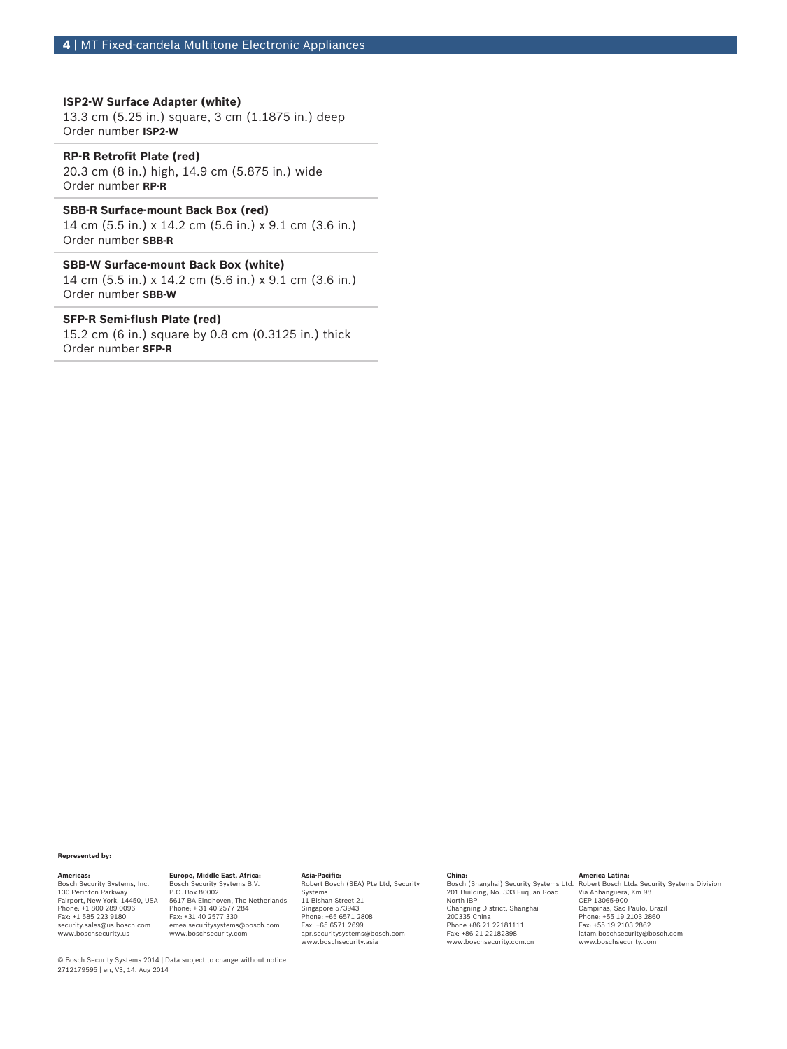**ISP2-W Surface Adapter (white)**

13.3 cm (5.25 in.) square, 3 cm (1.1875 in.) deep

Order number **ISP2-W**

**RP-R Retrofit Plate (red)**

20.3 cm (8 in.) high, 14.9 cm (5.875 in.) wide

Order number **RP-R**

**SBB-R Surface-mount Back Box (red)**

14 cm (5.5 in.) x 14.2 cm (5.6 in.) x 9.1 cm (3.6 in.)

Order number **SBB-R**

**SBB-W Surface-mount Back Box (white)**

14 cm (5.5 in.) x 14.2 cm (5.6 in.) x 9.1 cm (3.6 in.)

Order number **SBB-W**

**SFP-R Semi-flush Plate (red)**

15.2 cm (6 in.) square by 0.8 cm (0.3125 in.) thick

Order number **SFP-R**

**Represented by:**

**Americas:**
Bosch Security Systems, Inc.
130 Perinton Parkway
Fairport, New York, 14450, USA
Phone: +1 800 289 0096
Fax: +1 585 223 9180
security.sales@us.bosch.com
www.boschsecurity.us

**Europe, Middle East, Africa:**
Bosch Security Systems B.V.
P.O. Box 80002
5617 BA Eindhoven, The Netherlands
Phone: + 31 40 2577 284
Fax: +31 40 2577 330
emea.securitysystems@bosch.com
www.boschsecurity.com

**Asia-Pacific:**
Robert Bosch (SEA) Pte Ltd, Security Systems
11 Bishan Street 21
Singapore 573943
Phone: +65 6571 2808
Fax: +65 6571 2699
apr.securitysystems@bosch.com
www.boschsecurity.asia

**China:**
Bosch (Shanghai) Security Systems Ltd.
201 Building, No. 333 Fuquan Road
North IBP
Changning District, Shanghai
200335 China
Phone +86 21 22181111
Fax: +86 21 22182398
www.boschsecurity.com.cn

**America Latina:**
Robert Bosch Ltda Security Systems Division
Via Anhanguera, Km 98
CEP 13065-900
Campinas, Sao Paulo, Brazil
Phone: +55 19 2103 2860
Fax: +55 19 2103 2862
latam.boschsecurity@bosch.com
www.boschsecurity.com

© Bosch Security Systems 2014 | Data subject to change without notice
2712179595 | en, V3, 14. Aug 2014